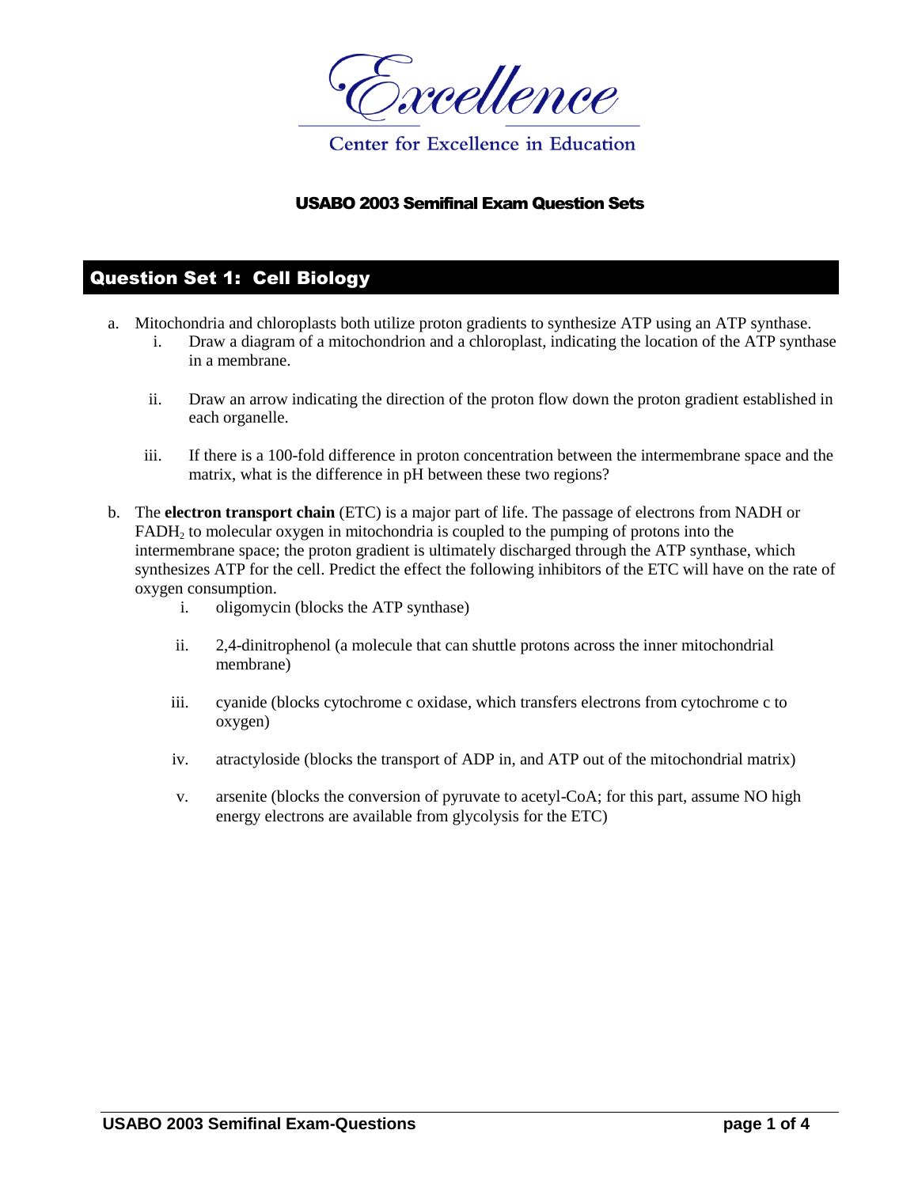# Excellence

Center for Excellence in Education

### USABO 2003 Semifinal Exam Question Sets

## Question Set 1: Cell Biology

a. Mitochondria and chloroplasts both utilize proton gradients to synthesize ATP using an ATP synthase.

   i. Draw a diagram of a mitochondrion and a chloroplast, indicating the location of the ATP synthase in a membrane.

   ii. Draw an arrow indicating the direction of the proton flow down the proton gradient established in each organelle.

   iii. If there is a 100-fold difference in proton concentration between the intermembrane space and the matrix, what is the difference in pH between these two regions?

b. The **electron transport chain** (ETC) is a major part of life. The passage of electrons from NADH or $FADH_2$ to molecular oxygen in mitochondria is coupled to the pumping of protons into the intermembrane space; the proton gradient is ultimately discharged through the ATP synthase, which synthesizes ATP for the cell. Predict the effect the following inhibitors of the ETC will have on the rate of oxygen consumption.

   i. oligomycin (blocks the ATP synthase)

   ii. 2,4-dinitrophenol (a molecule that can shuttle protons across the inner mitochondrial membrane)

   iii. cyanide (blocks cytochrome c oxidase, which transfers electrons from cytochrome c to oxygen)

   iv. atractyloside (blocks the transport of ADP in, and ATP out of the mitochondrial matrix)

   v. arsenite (blocks the conversion of pyruvate to acetyl-CoA; for this part, assume NO high energy electrons are available from glycolysis for the ETC)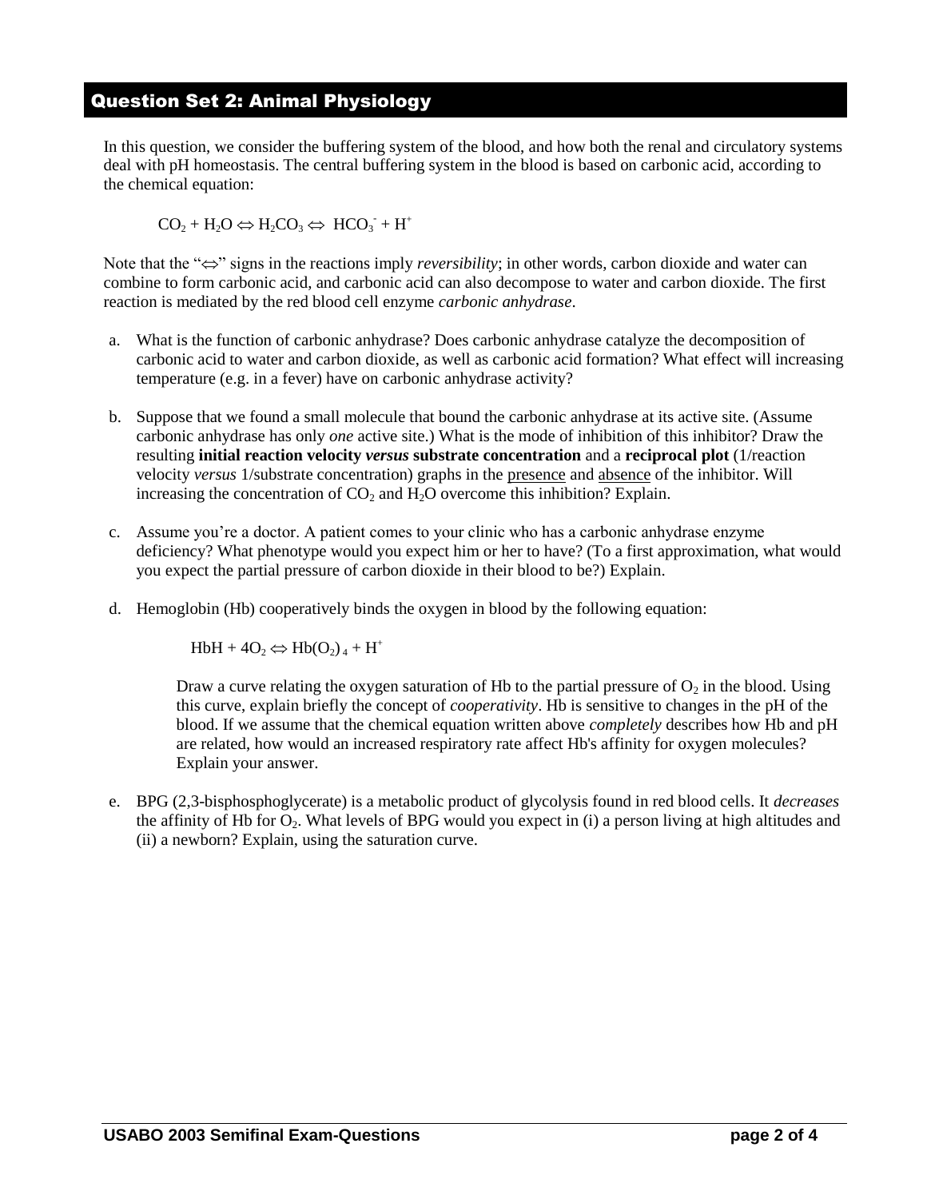## Question Set 2: Animal Physiology

In this question, we consider the buffering system of the blood, and how both the renal and circulatory systems deal with pH homeostasis. The central buffering system in the blood is based on carbonic acid, according to the chemical equation:

$$CO_2 + H_2O \Leftrightarrow H_2CO_3 \Leftrightarrow HCO_3^- + H^+$$

Note that the "$\Leftrightarrow$" signs in the reactions imply *reversibility*; in other words, carbon dioxide and water can combine to form carbonic acid, and carbonic acid can also decompose to water and carbon dioxide. The first reaction is mediated by the red blood cell enzyme *carbonic anhydrase*.

a. What is the function of carbonic anhydrase? Does carbonic anhydrase catalyze the decomposition of carbonic acid to water and carbon dioxide, as well as carbonic acid formation? What effect will increasing temperature (e.g. in a fever) have on carbonic anhydrase activity?

b. Suppose that we found a small molecule that bound the carbonic anhydrase at its active site. (Assume carbonic anhydrase has only *one* active site.) What is the mode of inhibition of this inhibitor? Draw the resulting **initial reaction velocity *versus* substrate concentration** and a **reciprocal plot** (1/reaction velocity *versus* 1/substrate concentration) graphs in the presence and absence of the inhibitor. Will increasing the concentration of $CO_2$ and $H_2O$ overcome this inhibition? Explain.

c. Assume you're a doctor. A patient comes to your clinic who has a carbonic anhydrase enzyme deficiency? What phenotype would you expect him or her to have? (To a first approximation, what would you expect the partial pressure of carbon dioxide in their blood to be?) Explain.

d. Hemoglobin (Hb) cooperatively binds the oxygen in blood by the following equation:

$$HbH + 4O_2 \Leftrightarrow Hb(O_2)_4 + H^+$$

Draw a curve relating the oxygen saturation of Hb to the partial pressure of $O_2$ in the blood. Using this curve, explain briefly the concept of *cooperativity*. Hb is sensitive to changes in the pH of the blood. If we assume that the chemical equation written above *completely* describes how Hb and pH are related, how would an increased respiratory rate affect Hb's affinity for oxygen molecules? Explain your answer.

e. BPG (2,3-bisphosphoglycerate) is a metabolic product of glycolysis found in red blood cells. It *decreases* the affinity of Hb for $O_2$. What levels of BPG would you expect in (i) a person living at high altitudes and (ii) a newborn? Explain, using the saturation curve.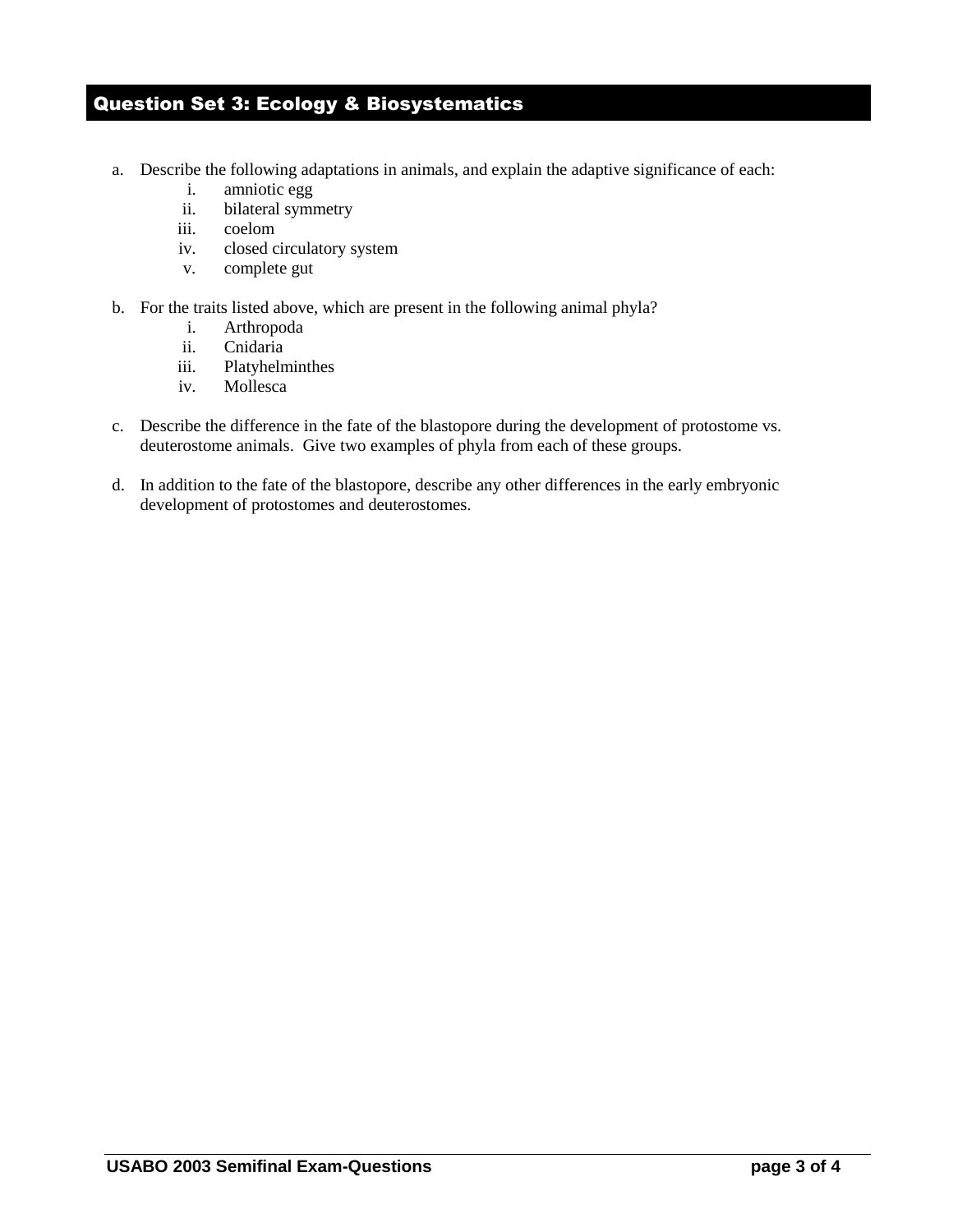## Question Set 3: Ecology & Biosystematics

a. Describe the following adaptations in animals, and explain the adaptive significance of each:
   i. amniotic egg
   ii. bilateral symmetry
   iii. coelom
   iv. closed circulatory system
   v. complete gut

b. For the traits listed above, which are present in the following animal phyla?
   i. Arthropoda
   ii. Cnidaria
   iii. Platyhelminthes
   iv. Mollesca

c. Describe the difference in the fate of the blastopore during the development of protostome vs. deuterostome animals. Give two examples of phyla from each of these groups.

d. In addition to the fate of the blastopore, describe any other differences in the early embryonic development of protostomes and deuterostomes.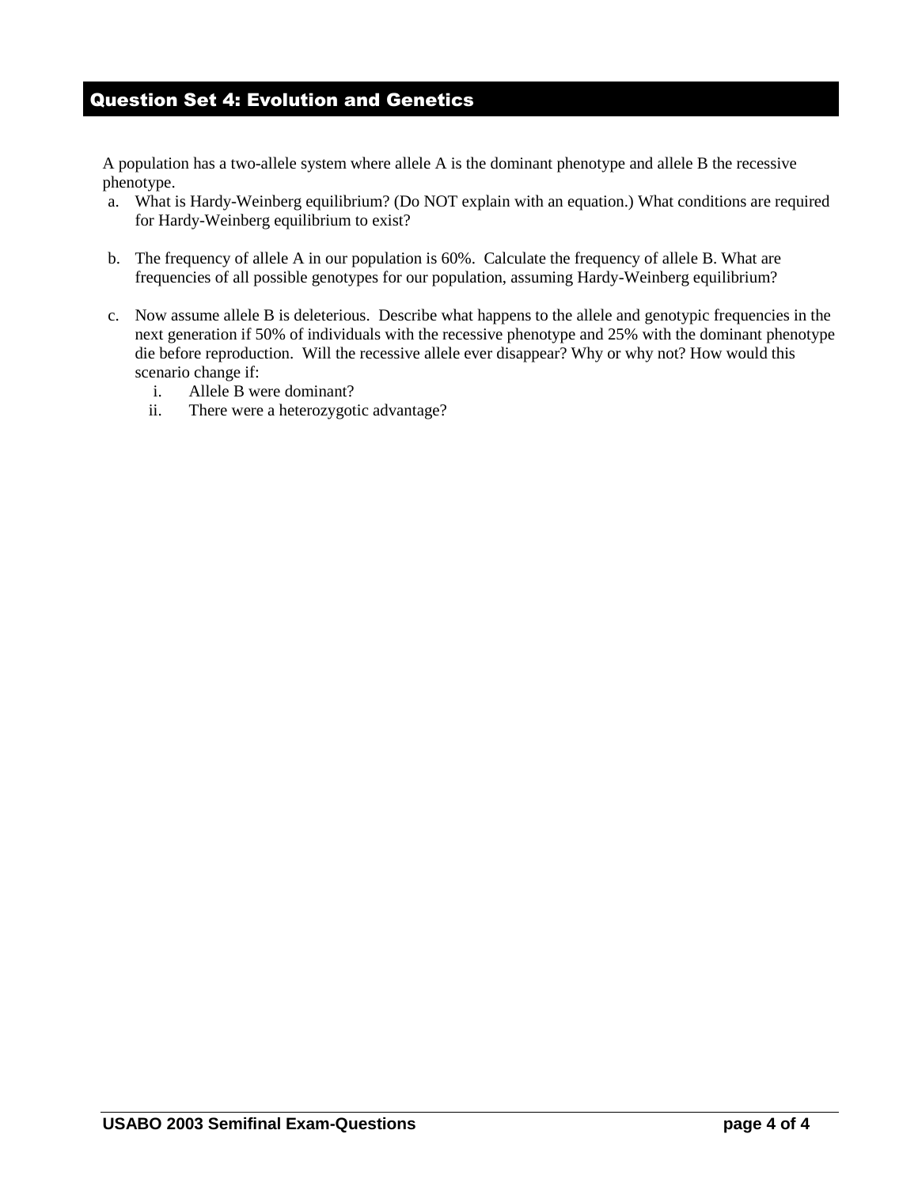## Question Set 4: Evolution and Genetics

A population has a two-allele system where allele A is the dominant phenotype and allele B the recessive phenotype.

a. What is Hardy-Weinberg equilibrium? (Do NOT explain with an equation.) What conditions are required for Hardy-Weinberg equilibrium to exist?

b. The frequency of allele A in our population is 60%. Calculate the frequency of allele B. What are frequencies of all possible genotypes for our population, assuming Hardy-Weinberg equilibrium?

c. Now assume allele B is deleterious. Describe what happens to the allele and genotypic frequencies in the next generation if 50% of individuals with the recessive phenotype and 25% with the dominant phenotype die before reproduction. Will the recessive allele ever disappear? Why or why not? How would this scenario change if:
   i. Allele B were dominant?
   ii. There were a heterozygotic advantage?